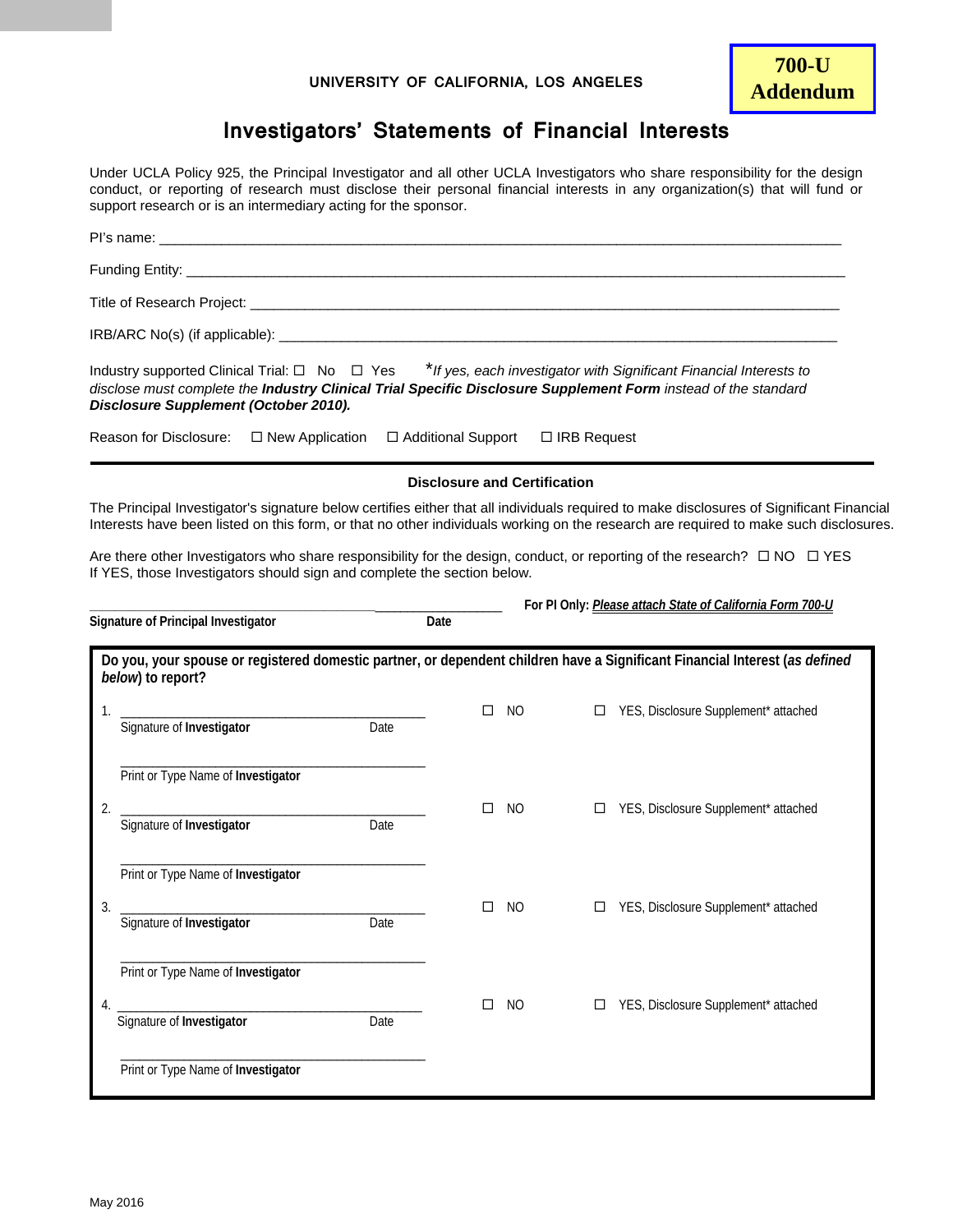**700-U Addendum**

UNIVERSITY OF CALIFORNIA, LOS ANGELES

# Investigators' Statements of Financial Interests

Under UCLA Policy 925, the Principal Investigator and all other UCLA Investigators who share responsibility for the design conduct, or reporting of research must disclose their personal financial interests in any organization(s) that will fund or support research or is an intermediary acting for the sponsor.

PI's name: ______________________________________________

Funding Entity: ______________________________________________

Title of Research Project: ______________________________________________

IRB/ARC No(s) (if applicable): ______________________________________________

Industry supported Clinical Trial: ☐ No ☐ Yes *\*If yes, each investigator with Significant Financial Interests to disclose must complete the* ***Industry Clinical Trial Specific Disclosure Supplement Form*** *instead of the standard* ***Disclosure Supplement (October 2010).***

Reason for Disclosure: ☐ New Application ☐ Additional Support ☐ IRB Request

---

### Disclosure and Certification

The Principal Investigator's signature below certifies either that all individuals required to make disclosures of Significant Financial Interests have been listed on this form, or that no other individuals working on the research are required to make such disclosures.

Are there other Investigators who share responsibility for the design, conduct, or reporting of the research? ☐ NO ☐ YES
If YES, those Investigators should sign and complete the section below.

______________________________________________ __________________
**Signature of Principal Investigator** **Date**

**For PI Only:** ***Please attach State of California Form 700-U***

**Do you, your spouse or registered domestic partner, or dependent children have a Significant Financial Interest (*as defined below*) to report?**

1. ______________________________________________ ☐ NO ☐ YES, Disclosure Supplement* attached
   Signature of **Investigator** Date

   ______________________________________________
   Print or Type Name of **Investigator**

2. ______________________________________________ ☐ NO ☐ YES, Disclosure Supplement* attached
   Signature of **Investigator** Date

   ______________________________________________
   Print or Type Name of **Investigator**

3. ______________________________________________ ☐ NO ☐ YES, Disclosure Supplement* attached
   Signature of **Investigator** Date

   ______________________________________________
   Print or Type Name of **Investigator**

4. ______________________________________________ ☐ NO ☐ YES, Disclosure Supplement* attached
   Signature of **Investigator** Date

   ______________________________________________
   Print or Type Name of **Investigator**

May 2016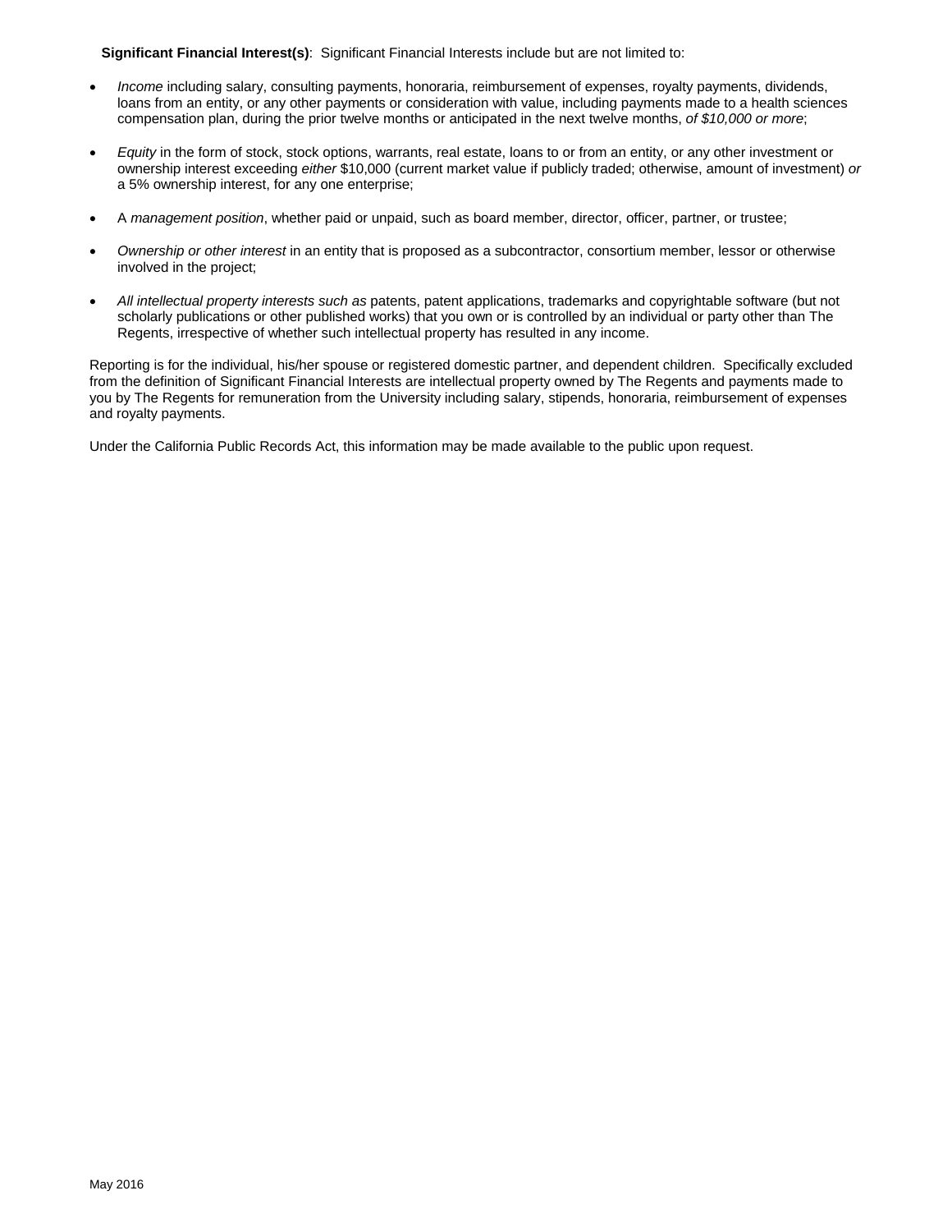**Significant Financial Interest(s)**: Significant Financial Interests include but are not limited to:

- *Income* including salary, consulting payments, honoraria, reimbursement of expenses, royalty payments, dividends, loans from an entity, or any other payments or consideration with value, including payments made to a health sciences compensation plan, during the prior twelve months or anticipated in the next twelve months, *of $10,000 or more*;

- *Equity* in the form of stock, stock options, warrants, real estate, loans to or from an entity, or any other investment or ownership interest exceeding *either* $10,000 (current market value if publicly traded; otherwise, amount of investment) *or* a 5% ownership interest, for any one enterprise;

- A *management position*, whether paid or unpaid, such as board member, director, officer, partner, or trustee;

- *Ownership or other interest* in an entity that is proposed as a subcontractor, consortium member, lessor or otherwise involved in the project;

- *All intellectual property interests such as* patents, patent applications, trademarks and copyrightable software (but not scholarly publications or other published works) that you own or is controlled by an individual or party other than The Regents, irrespective of whether such intellectual property has resulted in any income.

Reporting is for the individual, his/her spouse or registered domestic partner, and dependent children. Specifically excluded from the definition of Significant Financial Interests are intellectual property owned by The Regents and payments made to you by The Regents for remuneration from the University including salary, stipends, honoraria, reimbursement of expenses and royalty payments.

Under the California Public Records Act, this information may be made available to the public upon request.

May 2016